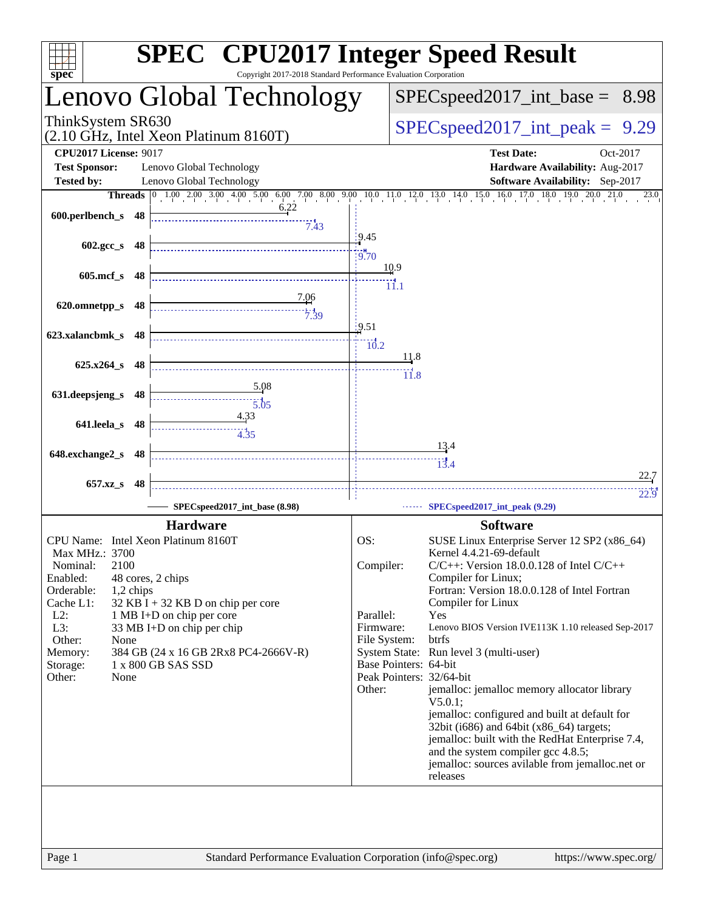# SPEC CPU2017 Integer Speed Result

Copyright 2017-2018 Standard Performance Evaluation Corporation

## Lenovo Global Technology

ThinkSystem SR630
(2.10 GHz, Intel Xeon Platinum 8160T)

SPECspeed2017_int_base = 8.98

SPECspeed2017_int_peak = 9.29

**CPU2017 License:** 9017
**Test Sponsor:** Lenovo Global Technology
**Tested by:** Lenovo Global Technology

**Test Date:** Oct-2017
**Hardware Availability:** Aug-2017
**Software Availability:** Sep-2017

| Benchmark | Threads | Base | Peak |
|---|---|---|---|
| 600.perlbench_s | 48 | 6.22 | 7.43 |
| 602.gcc_s | 48 | 9.45 | 9.70 |
| 605.mcf_s | 48 | 10.9 | 11.1 |
| 620.omnetpp_s | 48 | 7.06 | 7.39 |
| 623.xalancbmk_s | 48 | 9.51 | 10.2 |
| 625.x264_s | 48 | 11.8 | 11.8 |
| 631.deepsjeng_s | 48 | 5.08 | 5.05 |
| 641.leela_s | 48 | 4.33 | 4.35 |
| 648.exchange2_s | 48 | 13.4 | 13.4 |
| 657.xz_s | 48 | 22.7 | 22.9 |

SPECspeed2017_int_base (8.98) — SPECspeed2017_int_peak (9.29)

## Hardware

- CPU Name: Intel Xeon Platinum 8160T
- Max MHz.: 3700
- Nominal: 2100
- Enabled: 48 cores, 2 chips
- Orderable: 1,2 chips
- Cache L1: 32 KB I + 32 KB D on chip per core
- L2: 1 MB I+D on chip per core
- L3: 33 MB I+D on chip per chip
- Other: None
- Memory: 384 GB (24 x 16 GB 2Rx8 PC4-2666V-R)
- Storage: 1 x 800 GB SAS SSD
- Other: None

## Software

- OS: SUSE Linux Enterprise Server 12 SP2 (x86_64) Kernel 4.4.21-69-default
- Compiler: C/C++: Version 18.0.0.128 of Intel C/C++ Compiler for Linux; Fortran: Version 18.0.0.128 of Intel Fortran Compiler for Linux
- Parallel: Yes
- Firmware: Lenovo BIOS Version IVE113K 1.10 released Sep-2017
- File System: btrfs
- System State: Run level 3 (multi-user)
- Base Pointers: 64-bit
- Peak Pointers: 32/64-bit
- Other: jemalloc: jemalloc memory allocator library V5.0.1; jemalloc: configured and built at default for 32bit (i686) and 64bit (x86_64) targets; jemalloc: built with the RedHat Enterprise 7.4, and the system compiler gcc 4.8.5; jemalloc: sources avilable from jemalloc.net or releases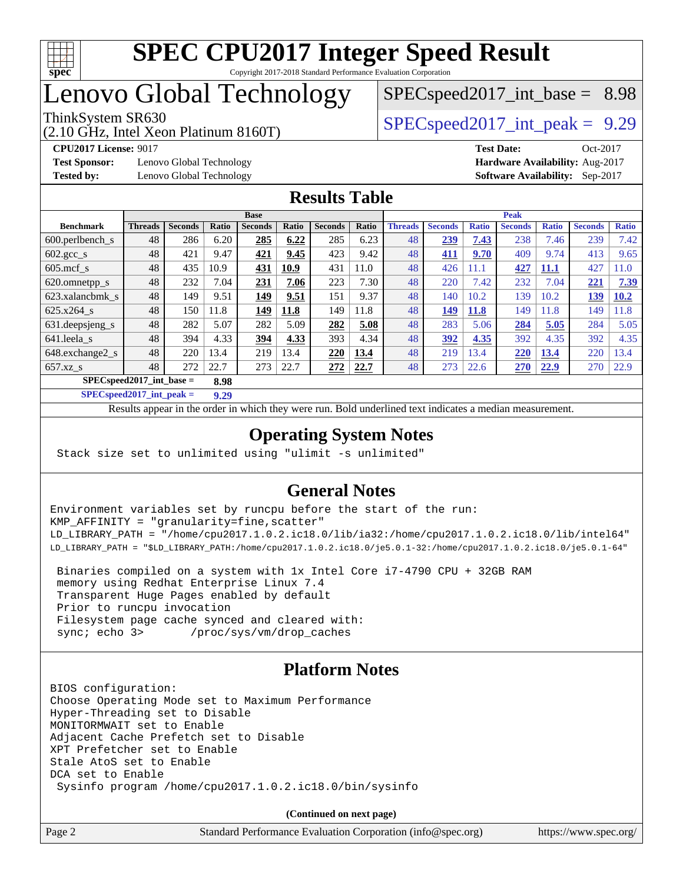# SPEC CPU2017 Integer Speed Result

Copyright 2017-2018 Standard Performance Evaluation Corporation

# Lenovo Global Technology

ThinkSystem SR630
(2.10 GHz, Intel Xeon Platinum 8160T)

SPECspeed2017_int_base = 8.98

SPECspeed2017_int_peak = 9.29

**CPU2017 License:** 9017
**Test Sponsor:** Lenovo Global Technology
**Tested by:** Lenovo Global Technology

**Test Date:** Oct-2017
**Hardware Availability:** Aug-2017
**Software Availability:** Sep-2017

## Results Table

| Benchmark | Base | | | | | | | Peak | | | | | | |
|---|---|---|---|---|---|---|---|---|---|---|---|---|---|---|
| | Threads | Seconds | Ratio | Seconds | Ratio | Seconds | Ratio | Threads | Seconds | Ratio | Seconds | Ratio | Seconds | Ratio |
| 600.perlbench_s | 48 | 286 | 6.20 | **285** | **6.22** | 285 | 6.23 | 48 | **239** | **7.43** | 238 | 7.46 | 239 | 7.42 |
| 602.gcc_s | 48 | 421 | 9.47 | **421** | **9.45** | 423 | 9.42 | 48 | **411** | **9.70** | 409 | 9.74 | 413 | 9.65 |
| 605.mcf_s | 48 | 435 | 10.9 | **431** | **10.9** | 431 | 11.0 | 48 | 426 | 11.1 | **427** | **11.1** | 427 | 11.0 |
| 620.omnetpp_s | 48 | 232 | 7.04 | **231** | **7.06** | 223 | 7.30 | 48 | 220 | 7.42 | 232 | 7.04 | **221** | **7.39** |
| 623.xalancbmk_s | 48 | 149 | 9.51 | **149** | **9.51** | 151 | 9.37 | 48 | 140 | 10.2 | 139 | 10.2 | **139** | **10.2** |
| 625.x264_s | 48 | 150 | 11.8 | **149** | **11.8** | 149 | 11.8 | 48 | **149** | **11.8** | 149 | 11.8 | 149 | 11.8 |
| 631.deepsjeng_s | 48 | 282 | 5.07 | 282 | 5.09 | **282** | **5.08** | 48 | 283 | 5.06 | **284** | **5.05** | 284 | 5.05 |
| 641.leela_s | 48 | 394 | 4.33 | **394** | **4.33** | 393 | 4.34 | 48 | **392** | **4.35** | 392 | 4.35 | 392 | 4.35 |
| 648.exchange2_s | 48 | 220 | 13.4 | 219 | 13.4 | **220** | **13.4** | 48 | 219 | 13.4 | **220** | **13.4** | 220 | 13.4 |
| 657.xz_s | 48 | 272 | 22.7 | 273 | 22.7 | **272** | **22.7** | 48 | 273 | 22.6 | **270** | **22.9** | 270 | 22.9 |

**SPECspeed2017_int_base = 8.98**

**SPECspeed2017_int_peak = 9.29**

Results appear in the order in which they were run. Bold underlined text indicates a median measurement.

## Operating System Notes

```
Stack size set to unlimited using "ulimit -s unlimited"
```

## General Notes

```
Environment variables set by runcpu before the start of the run:
KMP_AFFINITY = "granularity=fine,scatter"
LD_LIBRARY_PATH = "/home/cpu2017.1.0.2.ic18.0/lib/ia32:/home/cpu2017.1.0.2.ic18.0/lib/intel64"
LD_LIBRARY_PATH = "$LD_LIBRARY_PATH:/home/cpu2017.1.0.2.ic18.0/je5.0.1-32:/home/cpu2017.1.0.2.ic18.0/je5.0.1-64"

 Binaries compiled on a system with 1x Intel Core i7-4790 CPU + 32GB RAM
 memory using Redhat Enterprise Linux 7.4
 Transparent Huge Pages enabled by default
 Prior to runcpu invocation
 Filesystem page cache synced and cleared with:
 sync; echo 3>       /proc/sys/vm/drop_caches
```

## Platform Notes

```
BIOS configuration:
Choose Operating Mode set to Maximum Performance
Hyper-Threading set to Disable
MONITORMWAIT set to Enable
Adjacent Cache Prefetch set to Disable
XPT Prefetcher set to Enable
Stale AtoS set to Enable
DCA set to Enable
 Sysinfo program /home/cpu2017.1.0.2.ic18.0/bin/sysinfo
```

**(Continued on next page)**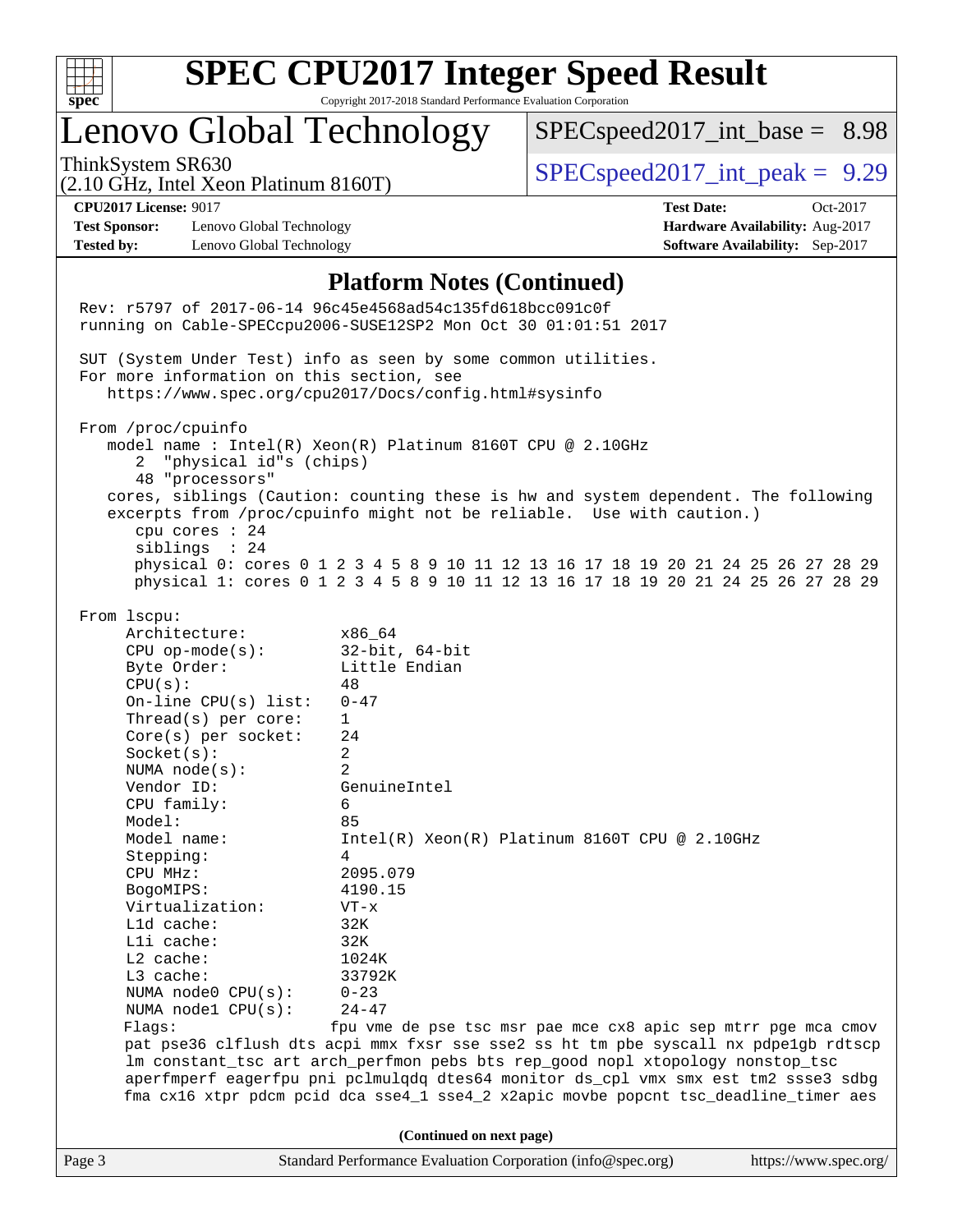# SPEC CPU2017 Integer Speed Result

Copyright 2017-2018 Standard Performance Evaluation Corporation

## Lenovo Global Technology

ThinkSystem SR630
(2.10 GHz, Intel Xeon Platinum 8160T)

SPECspeed2017_int_base = 8.98

SPECspeed2017_int_peak = 9.29

**CPU2017 License:** 9017
**Test Sponsor:** Lenovo Global Technology
**Tested by:** Lenovo Global Technology

**Test Date:** Oct-2017
**Hardware Availability:** Aug-2017
**Software Availability:** Sep-2017

### Platform Notes (Continued)

```
Rev: r5797 of 2017-06-14 96c45e4568ad54c135fd618bcc091c0f
running on Cable-SPECcpu2006-SUSE12SP2 Mon Oct 30 01:01:51 2017

SUT (System Under Test) info as seen by some common utilities.
For more information on this section, see
   https://www.spec.org/cpu2017/Docs/config.html#sysinfo

From /proc/cpuinfo
   model name : Intel(R) Xeon(R) Platinum 8160T CPU @ 2.10GHz
      2  "physical id"s (chips)
      48 "processors"
   cores, siblings (Caution: counting these is hw and system dependent. The following
   excerpts from /proc/cpuinfo might not be reliable.  Use with caution.)
      cpu cores : 24
      siblings  : 24
      physical 0: cores 0 1 2 3 4 5 8 9 10 11 12 13 16 17 18 19 20 21 24 25 26 27 28 29
      physical 1: cores 0 1 2 3 4 5 8 9 10 11 12 13 16 17 18 19 20 21 24 25 26 27 28 29

From lscpu:
     Architecture:          x86_64
     CPU op-mode(s):        32-bit, 64-bit
     Byte Order:            Little Endian
     CPU(s):                48
     On-line CPU(s) list:   0-47
     Thread(s) per core:    1
     Core(s) per socket:    24
     Socket(s):             2
     NUMA node(s):          2
     Vendor ID:             GenuineIntel
     CPU family:            6
     Model:                 85
     Model name:            Intel(R) Xeon(R) Platinum 8160T CPU @ 2.10GHz
     Stepping:              4
     CPU MHz:               2095.079
     BogoMIPS:              4190.15
     Virtualization:        VT-x
     L1d cache:             32K
     L1i cache:             32K
     L2 cache:              1024K
     L3 cache:              33792K
     NUMA node0 CPU(s):     0-23
     NUMA node1 CPU(s):     24-47
     Flags:                fpu vme de pse tsc msr pae mce cx8 apic sep mtrr pge mca cmov
     pat pse36 clflush dts acpi mmx fxsr sse sse2 ss ht tm pbe syscall nx pdpe1gb rdtscp
     lm constant_tsc art arch_perfmon pebs bts rep_good nopl xtopology nonstop_tsc
     aperfmperf eagerfpu pni pclmulqdq dtes64 monitor ds_cpl vmx smx est tm2 ssse3 sdbg
     fma cx16 xtpr pdcm pcid dca sse4_1 sse4_2 x2apic movbe popcnt tsc_deadline_timer aes
```

(Continued on next page)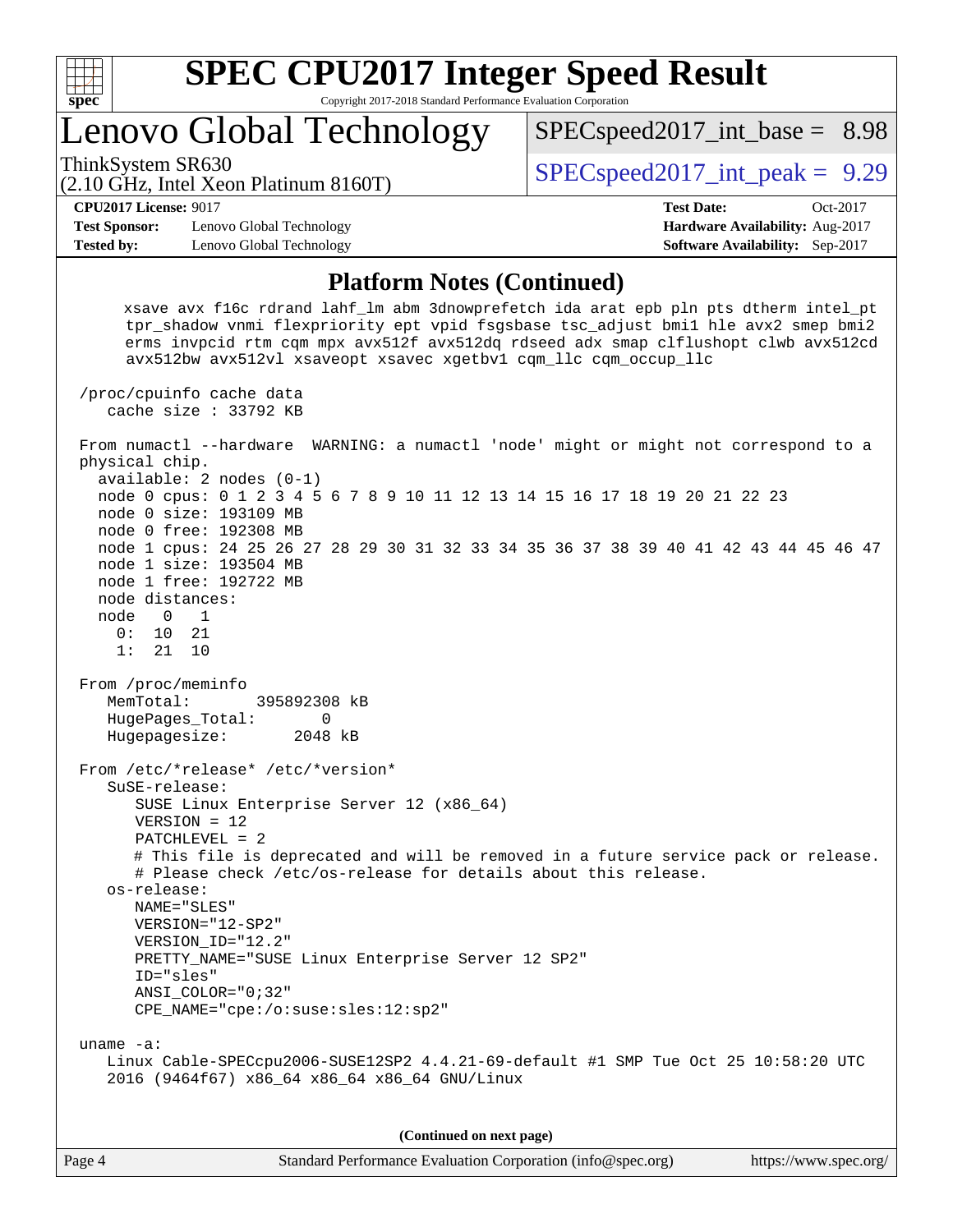# SPEC CPU2017 Integer Speed Result

Copyright 2017-2018 Standard Performance Evaluation Corporation

## Lenovo Global Technology

ThinkSystem SR630
(2.10 GHz, Intel Xeon Platinum 8160T)

SPECspeed2017_int_base = 8.98

SPECspeed2017_int_peak = 9.29

**CPU2017 License:** 9017
**Test Sponsor:** Lenovo Global Technology
**Tested by:** Lenovo Global Technology

**Test Date:** Oct-2017
**Hardware Availability:** Aug-2017
**Software Availability:** Sep-2017

### Platform Notes (Continued)

```
     xsave avx f16c rdrand lahf_lm abm 3dnowprefetch ida arat epb pln pts dtherm intel_pt
     tpr_shadow vnmi flexpriority ept vpid fsgsbase tsc_adjust bmi1 hle avx2 smep bmi2
     erms invpcid rtm cqm mpx avx512f avx512dq rdseed adx smap clflushopt clwb avx512cd
     avx512bw avx512vl xsaveopt xsavec xgetbv1 cqm_llc cqm_occup_llc

 /proc/cpuinfo cache data
    cache size : 33792 KB

 From numactl --hardware  WARNING: a numactl 'node' might or might not correspond to a
 physical chip.
   available: 2 nodes (0-1)
   node 0 cpus: 0 1 2 3 4 5 6 7 8 9 10 11 12 13 14 15 16 17 18 19 20 21 22 23
   node 0 size: 193109 MB
   node 0 free: 192308 MB
   node 1 cpus: 24 25 26 27 28 29 30 31 32 33 34 35 36 37 38 39 40 41 42 43 44 45 46 47
   node 1 size: 193504 MB
   node 1 free: 192722 MB
   node distances:
   node   0   1
     0:  10  21
     1:  21  10

 From /proc/meminfo
    MemTotal:       395892308 kB
    HugePages_Total:       0
    Hugepagesize:       2048 kB

 From /etc/*release* /etc/*version*
    SuSE-release:
       SUSE Linux Enterprise Server 12 (x86_64)
       VERSION = 12
       PATCHLEVEL = 2
       # This file is deprecated and will be removed in a future service pack or release.
       # Please check /etc/os-release for details about this release.
    os-release:
       NAME="SLES"
       VERSION="12-SP2"
       VERSION_ID="12.2"
       PRETTY_NAME="SUSE Linux Enterprise Server 12 SP2"
       ID="sles"
       ANSI_COLOR="0;32"
       CPE_NAME="cpe:/o:suse:sles:12:sp2"

 uname -a:
    Linux Cable-SPECcpu2006-SUSE12SP2 4.4.21-69-default #1 SMP Tue Oct 25 10:58:20 UTC
    2016 (9464f67) x86_64 x86_64 x86_64 GNU/Linux
```

(Continued on next page)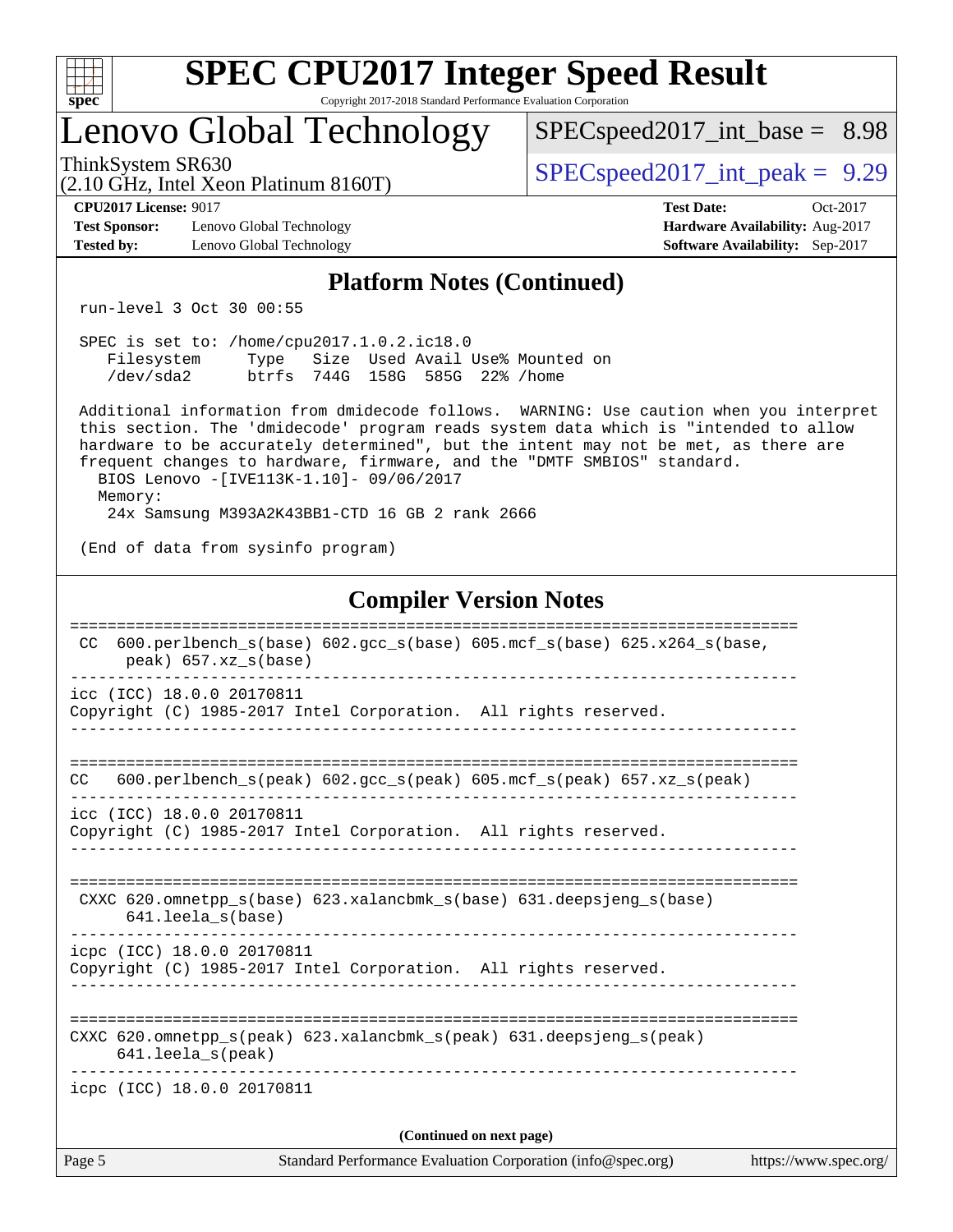# SPEC CPU2017 Integer Speed Result

Copyright 2017-2018 Standard Performance Evaluation Corporation

## Lenovo Global Technology

ThinkSystem SR630
(2.10 GHz, Intel Xeon Platinum 8160T)

SPECspeed2017_int_base = 8.98

SPECspeed2017_int_peak = 9.29

**CPU2017 License:** 9017
**Test Sponsor:** Lenovo Global Technology
**Tested by:** Lenovo Global Technology

**Test Date:** Oct-2017
**Hardware Availability:** Aug-2017
**Software Availability:** Sep-2017

### Platform Notes (Continued)

```
run-level 3 Oct 30 00:55

SPEC is set to: /home/cpu2017.1.0.2.ic18.0
   Filesystem     Type   Size  Used Avail Use% Mounted on
   /dev/sda2      btrfs  744G  158G  585G  22% /home

Additional information from dmidecode follows.  WARNING: Use caution when you interpret
this section. The 'dmidecode' program reads system data which is "intended to allow
hardware to be accurately determined", but the intent may not be met, as there are
frequent changes to hardware, firmware, and the "DMTF SMBIOS" standard.
  BIOS Lenovo -[IVE113K-1.10]- 09/06/2017
  Memory:
   24x Samsung M393A2K43BB1-CTD 16 GB 2 rank 2666

(End of data from sysinfo program)
```

### Compiler Version Notes

```
==============================================================================
 CC  600.perlbench_s(base) 602.gcc_s(base) 605.mcf_s(base) 625.x264_s(base,
      peak) 657.xz_s(base)
------------------------------------------------------------------------------
icc (ICC) 18.0.0 20170811
Copyright (C) 1985-2017 Intel Corporation.  All rights reserved.
------------------------------------------------------------------------------

==============================================================================
CC   600.perlbench_s(peak) 602.gcc_s(peak) 605.mcf_s(peak) 657.xz_s(peak)
------------------------------------------------------------------------------
icc (ICC) 18.0.0 20170811
Copyright (C) 1985-2017 Intel Corporation.  All rights reserved.
------------------------------------------------------------------------------

==============================================================================
 CXXC 620.omnetpp_s(base) 623.xalancbmk_s(base) 631.deepsjeng_s(base)
      641.leela_s(base)
------------------------------------------------------------------------------
icpc (ICC) 18.0.0 20170811
Copyright (C) 1985-2017 Intel Corporation.  All rights reserved.
------------------------------------------------------------------------------

==============================================================================
CXXC 620.omnetpp_s(peak) 623.xalancbmk_s(peak) 631.deepsjeng_s(peak)
     641.leela_s(peak)
------------------------------------------------------------------------------
icpc (ICC) 18.0.0 20170811
```

(Continued on next page)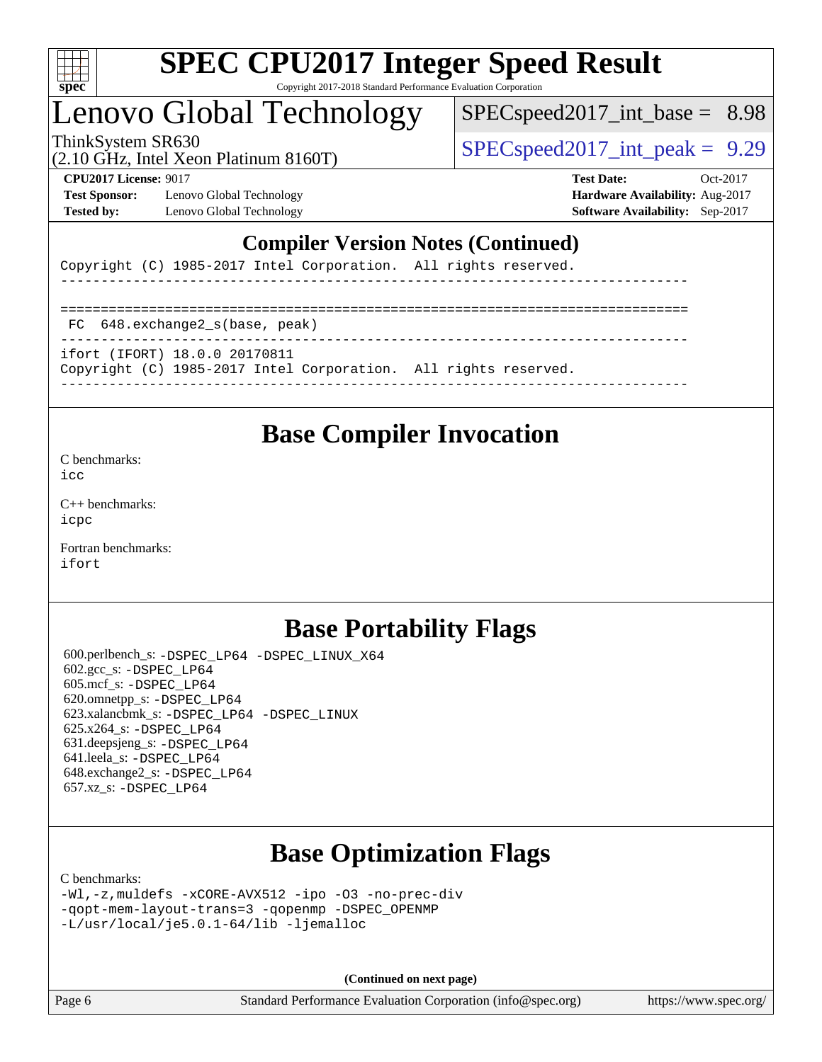## Compiler Version Notes (Continued)

```
Copyright (C) 1985-2017 Intel Corporation.  All rights reserved.
------------------------------------------------------------------------------

==============================================================================
 FC  648.exchange2_s(base, peak)
------------------------------------------------------------------------------
ifort (IFORT) 18.0.0 20170811
Copyright (C) 1985-2017 Intel Corporation.  All rights reserved.
------------------------------------------------------------------------------
```

## Base Compiler Invocation

C benchmarks:
icc

C++ benchmarks:
icpc

Fortran benchmarks:
ifort

## Base Portability Flags

600.perlbench_s: -DSPEC_LP64 -DSPEC_LINUX_X64
602.gcc_s: -DSPEC_LP64
605.mcf_s: -DSPEC_LP64
620.omnetpp_s: -DSPEC_LP64
623.xalancbmk_s: -DSPEC_LP64 -DSPEC_LINUX
625.x264_s: -DSPEC_LP64
631.deepsjeng_s: -DSPEC_LP64
641.leela_s: -DSPEC_LP64
648.exchange2_s: -DSPEC_LP64
657.xz_s: -DSPEC_LP64

## Base Optimization Flags

C benchmarks:
-Wl,-z,muldefs -xCORE-AVX512 -ipo -O3 -no-prec-div
-qopt-mem-layout-trans=3 -qopenmp -DSPEC_OPENMP
-L/usr/local/je5.0.1-64/lib -ljemalloc

(Continued on next page)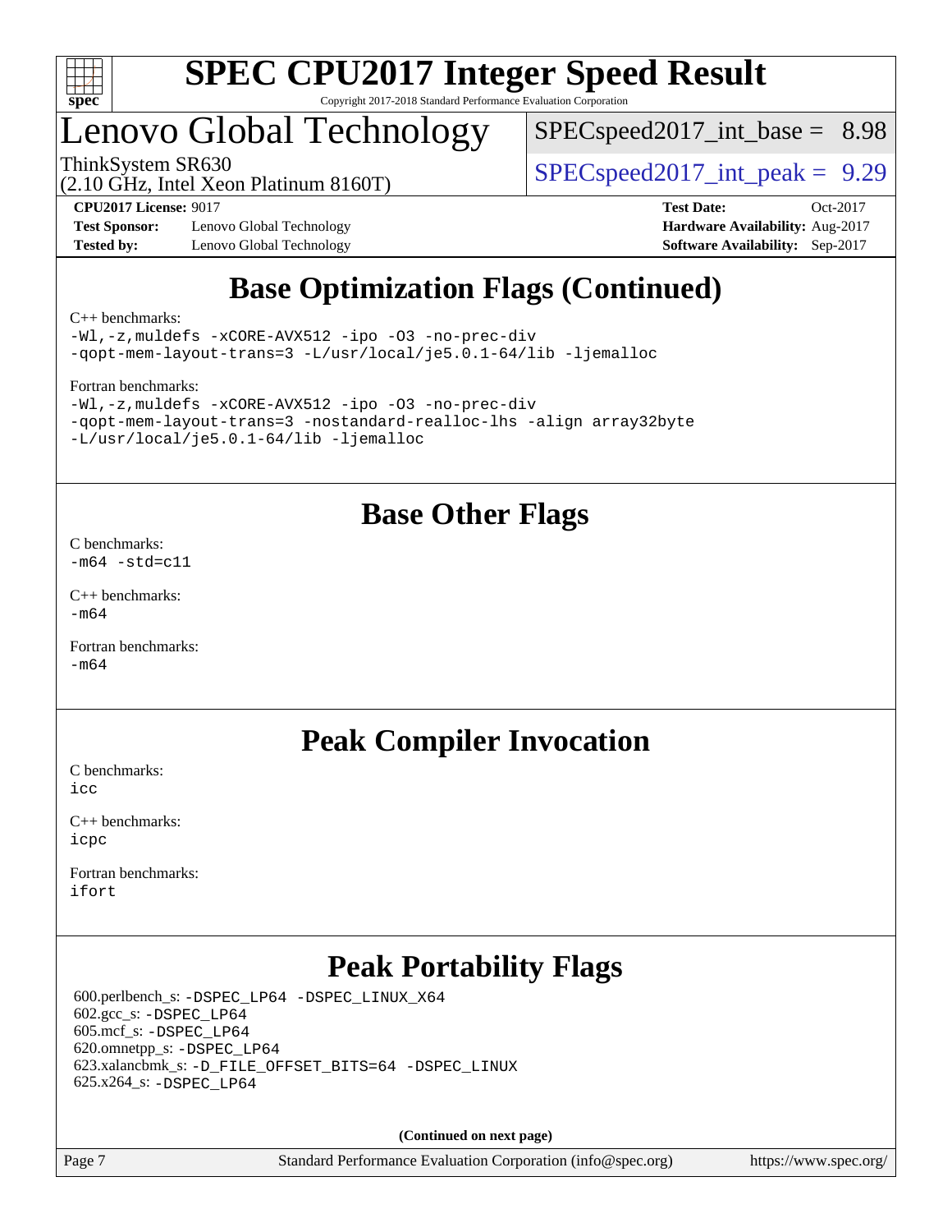## Base Optimization Flags (Continued)

C++ benchmarks:

```
-Wl,-z,muldefs -xCORE-AVX512 -ipo -O3 -no-prec-div
-qopt-mem-layout-trans=3 -L/usr/local/je5.0.1-64/lib -ljemalloc
```

Fortran benchmarks:

```
-Wl,-z,muldefs -xCORE-AVX512 -ipo -O3 -no-prec-div
-qopt-mem-layout-trans=3 -nostandard-realloc-lhs -align array32byte
-L/usr/local/je5.0.1-64/lib -ljemalloc
```

## Base Other Flags

C benchmarks:

```
-m64 -std=c11
```

C++ benchmarks:

```
-m64
```

Fortran benchmarks:

```
-m64
```

## Peak Compiler Invocation

C benchmarks:

```
icc
```

C++ benchmarks:

```
icpc
```

Fortran benchmarks:

```
ifort
```

## Peak Portability Flags

600.perlbench_s: -DSPEC_LP64 -DSPEC_LINUX_X64
602.gcc_s: -DSPEC_LP64
605.mcf_s: -DSPEC_LP64
620.omnetpp_s: -DSPEC_LP64
623.xalancbmk_s: -D_FILE_OFFSET_BITS=64 -DSPEC_LINUX
625.x264_s: -DSPEC_LP64

**(Continued on next page)**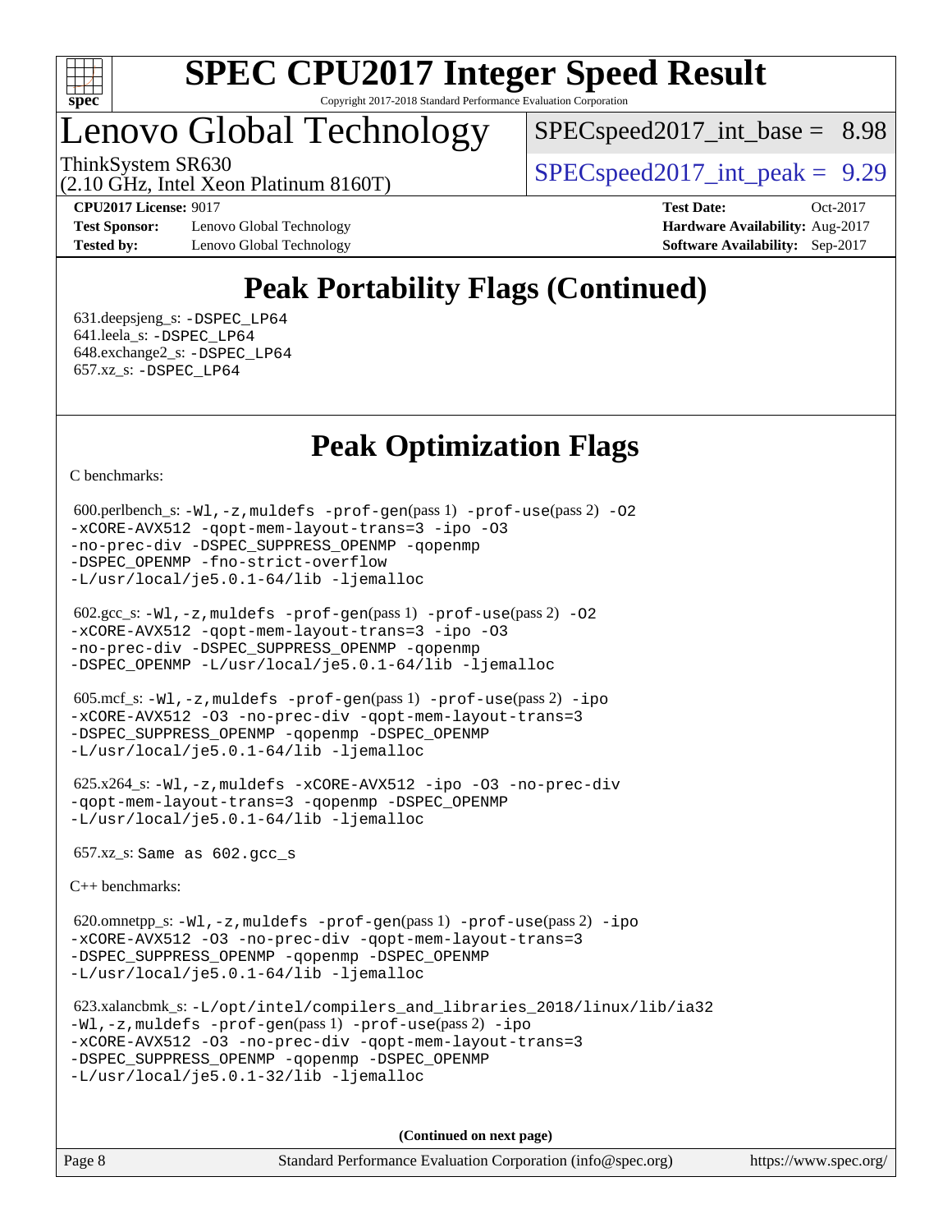# SPEC CPU2017 Integer Speed Result

Copyright 2017-2018 Standard Performance Evaluation Corporation

# Lenovo Global Technology

ThinkSystem SR630
(2.10 GHz, Intel Xeon Platinum 8160T)

SPECspeed2017_int_base = 8.98

SPECspeed2017_int_peak = 9.29

**CPU2017 License:** 9017
**Test Sponsor:** Lenovo Global Technology
**Tested by:** Lenovo Global Technology

**Test Date:** Oct-2017
**Hardware Availability:** Aug-2017
**Software Availability:** Sep-2017

## Peak Portability Flags (Continued)

631.deepsjeng_s: -DSPEC_LP64
641.leela_s: -DSPEC_LP64
648.exchange2_s: -DSPEC_LP64
657.xz_s: -DSPEC_LP64

## Peak Optimization Flags

C benchmarks:

600.perlbench_s: -Wl,-z,muldefs -prof-gen(pass 1) -prof-use(pass 2) -O2 -xCORE-AVX512 -qopt-mem-layout-trans=3 -ipo -O3 -no-prec-div -DSPEC_SUPPRESS_OPENMP -qopenmp -DSPEC_OPENMP -fno-strict-overflow -L/usr/local/je5.0.1-64/lib -ljemalloc

602.gcc_s: -Wl,-z,muldefs -prof-gen(pass 1) -prof-use(pass 2) -O2 -xCORE-AVX512 -qopt-mem-layout-trans=3 -ipo -O3 -no-prec-div -DSPEC_SUPPRESS_OPENMP -qopenmp -DSPEC_OPENMP -L/usr/local/je5.0.1-64/lib -ljemalloc

605.mcf_s: -Wl,-z,muldefs -prof-gen(pass 1) -prof-use(pass 2) -ipo -xCORE-AVX512 -O3 -no-prec-div -qopt-mem-layout-trans=3 -DSPEC_SUPPRESS_OPENMP -qopenmp -DSPEC_OPENMP -L/usr/local/je5.0.1-64/lib -ljemalloc

625.x264_s: -Wl,-z,muldefs -xCORE-AVX512 -ipo -O3 -no-prec-div -qopt-mem-layout-trans=3 -qopenmp -DSPEC_OPENMP -L/usr/local/je5.0.1-64/lib -ljemalloc

657.xz_s: Same as 602.gcc_s

C++ benchmarks:

620.omnetpp_s: -Wl,-z,muldefs -prof-gen(pass 1) -prof-use(pass 2) -ipo -xCORE-AVX512 -O3 -no-prec-div -qopt-mem-layout-trans=3 -DSPEC_SUPPRESS_OPENMP -qopenmp -DSPEC_OPENMP -L/usr/local/je5.0.1-64/lib -ljemalloc

623.xalancbmk_s: -L/opt/intel/compilers_and_libraries_2018/linux/lib/ia32 -Wl,-z,muldefs -prof-gen(pass 1) -prof-use(pass 2) -ipo -xCORE-AVX512 -O3 -no-prec-div -qopt-mem-layout-trans=3 -DSPEC_SUPPRESS_OPENMP -qopenmp -DSPEC_OPENMP -L/usr/local/je5.0.1-32/lib -ljemalloc

**(Continued on next page)**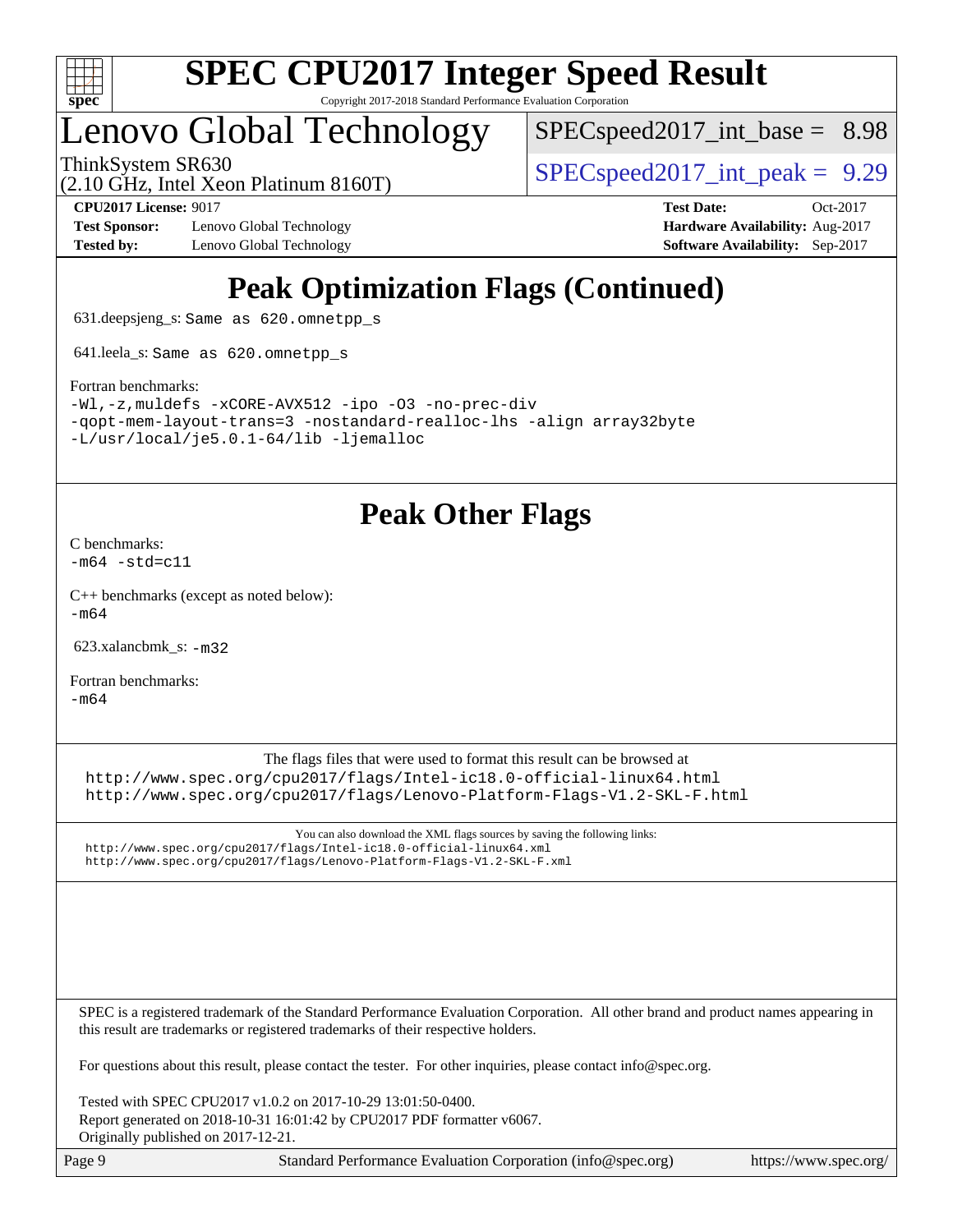# SPEC CPU2017 Integer Speed Result

Copyright 2017-2018 Standard Performance Evaluation Corporation

## Lenovo Global Technology

ThinkSystem SR630
(2.10 GHz, Intel Xeon Platinum 8160T)

SPECspeed2017_int_base = 8.98

SPECspeed2017_int_peak = 9.29

**CPU2017 License:** 9017
**Test Sponsor:** Lenovo Global Technology
**Tested by:** Lenovo Global Technology

**Test Date:** Oct-2017
**Hardware Availability:** Aug-2017
**Software Availability:** Sep-2017

## Peak Optimization Flags (Continued)

631.deepsjeng_s: `Same as 620.omnetpp_s`

641.leela_s: `Same as 620.omnetpp_s`

Fortran benchmarks:

```
-Wl,-z,muldefs -xCORE-AVX512 -ipo -O3 -no-prec-div
-qopt-mem-layout-trans=3 -nostandard-realloc-lhs -align array32byte
-L/usr/local/je5.0.1-64/lib -ljemalloc
```

## Peak Other Flags

C benchmarks:
`-m64 -std=c11`

C++ benchmarks (except as noted below):
`-m64`

623.xalancbmk_s: `-m32`

Fortran benchmarks:
`-m64`

The flags files that were used to format this result can be browsed at
http://www.spec.org/cpu2017/flags/Intel-ic18.0-official-linux64.html
http://www.spec.org/cpu2017/flags/Lenovo-Platform-Flags-V1.2-SKL-F.html

You can also download the XML flags sources by saving the following links:
http://www.spec.org/cpu2017/flags/Intel-ic18.0-official-linux64.xml
http://www.spec.org/cpu2017/flags/Lenovo-Platform-Flags-V1.2-SKL-F.xml

SPEC is a registered trademark of the Standard Performance Evaluation Corporation. All other brand and product names appearing in this result are trademarks or registered trademarks of their respective holders.

For questions about this result, please contact the tester. For other inquiries, please contact info@spec.org.

Tested with SPEC CPU2017 v1.0.2 on 2017-10-29 13:01:50-0400.
Report generated on 2018-10-31 16:01:42 by CPU2017 PDF formatter v6067.
Originally published on 2017-12-21.